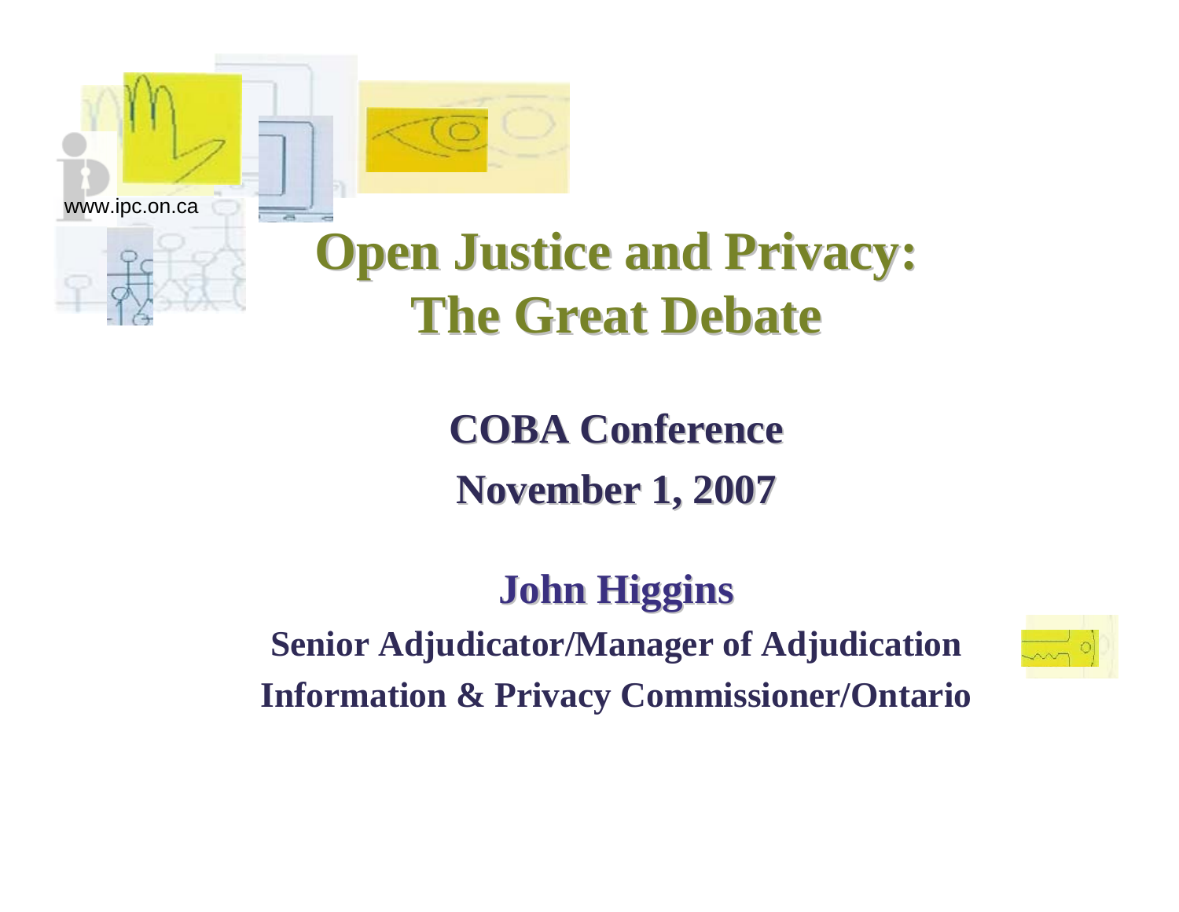www.ipc.on.ca

# Open Justice and Privacy: The Great Debate

**COBA Conference**

**November 1, 2007**

**John Higgins**

**Senior Adjudicator/Manager of Adjudication**

**Information & Privacy Commissioner/Ontario**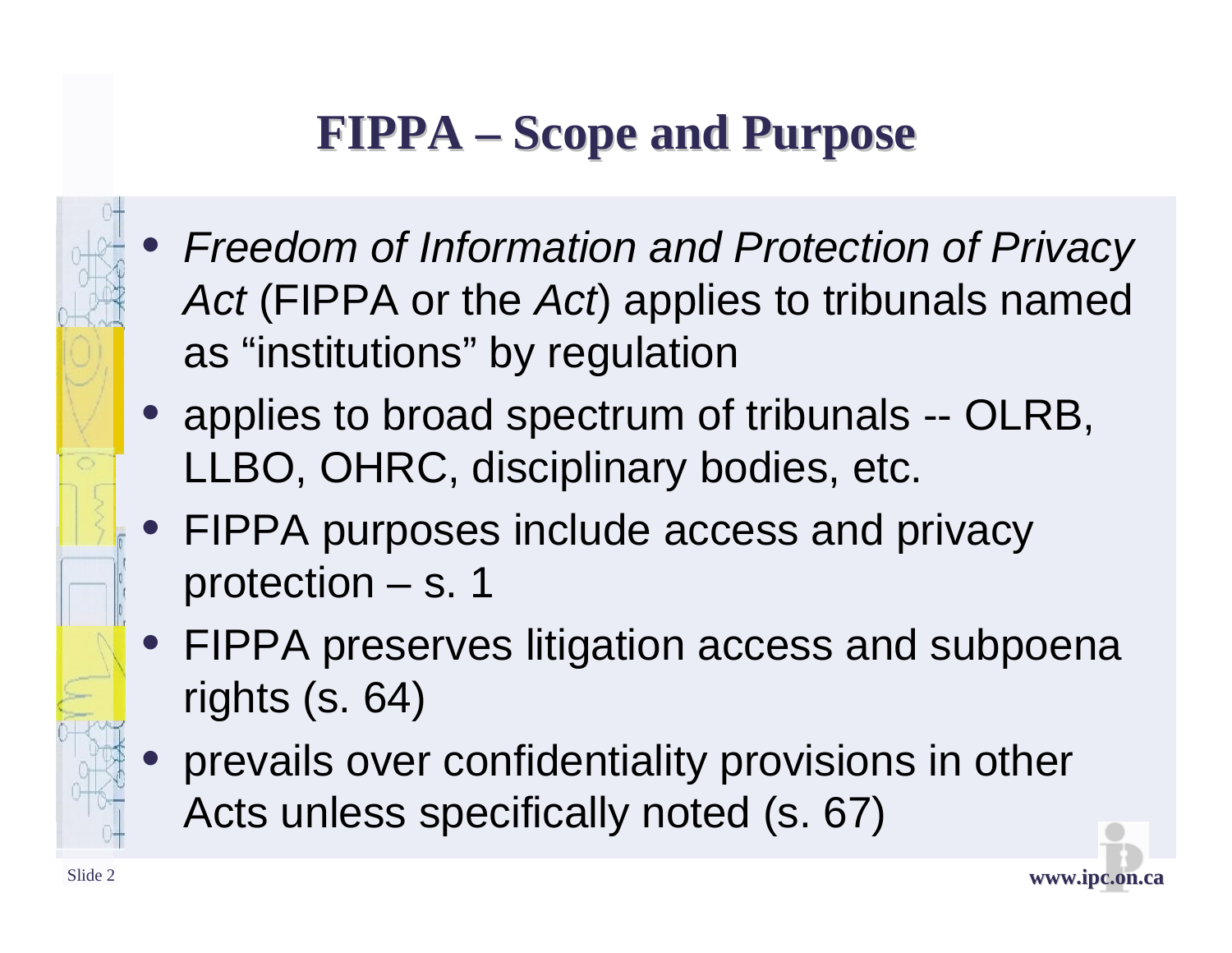# FIPPA – Scope and Purpose

- *Freedom of Information and Protection of Privacy Act* (FIPPA or the *Act*) applies to tribunals named as "institutions" by regulation
- applies to broad spectrum of tribunals -- OLRB, LLBO, OHRC, disciplinary bodies, etc.
- FIPPA purposes include access and privacy protection – s. 1
- FIPPA preserves litigation access and subpoena rights (s. 64)
- prevails over confidentiality provisions in other Acts unless specifically noted (s. 67)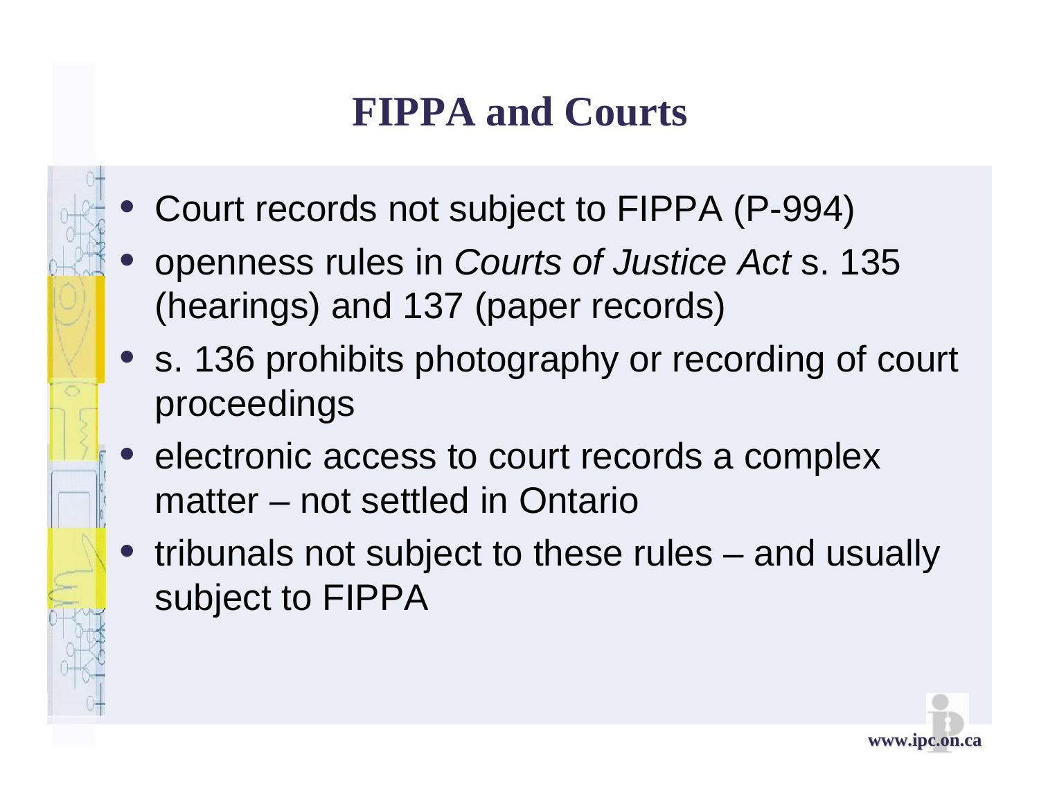# FIPPA and Courts

- Court records not subject to FIPPA (P-994)
- openness rules in *Courts of Justice Act* s. 135 (hearings) and 137 (paper records)
- s. 136 prohibits photography or recording of court proceedings
- electronic access to court records a complex matter – not settled in Ontario
- tribunals not subject to these rules – and usually subject to FIPPA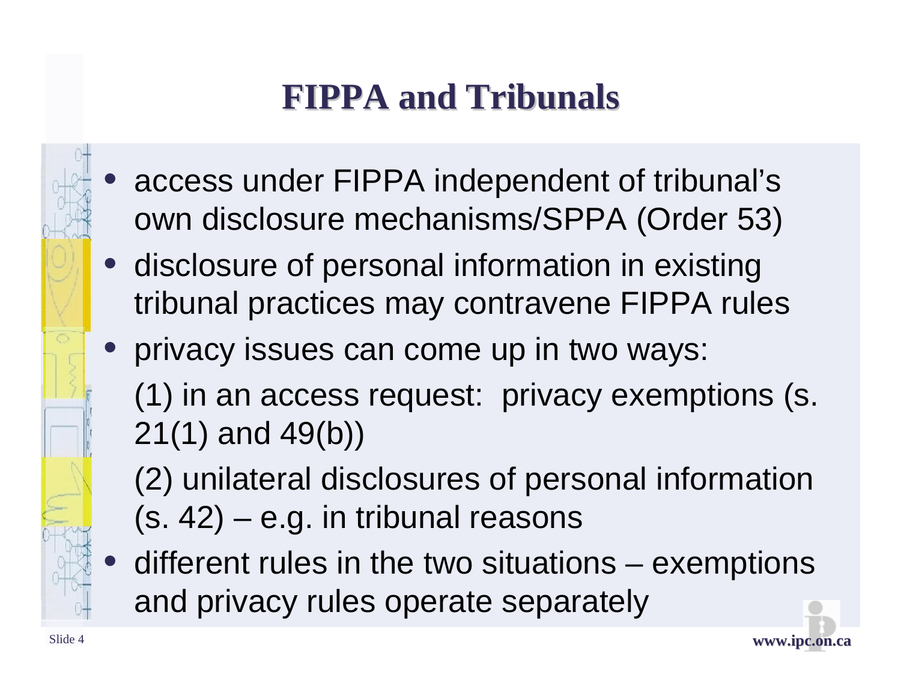# FIPPA and Tribunals

- access under FIPPA independent of tribunal's own disclosure mechanisms/SPPA (Order 53)
- disclosure of personal information in existing tribunal practices may contravene FIPPA rules
- privacy issues can come up in two ways:

  (1) in an access request: privacy exemptions (s. 21(1) and 49(b))

  (2) unilateral disclosures of personal information (s. 42) – e.g. in tribunal reasons
- different rules in the two situations – exemptions and privacy rules operate separately

www.ipc.on.ca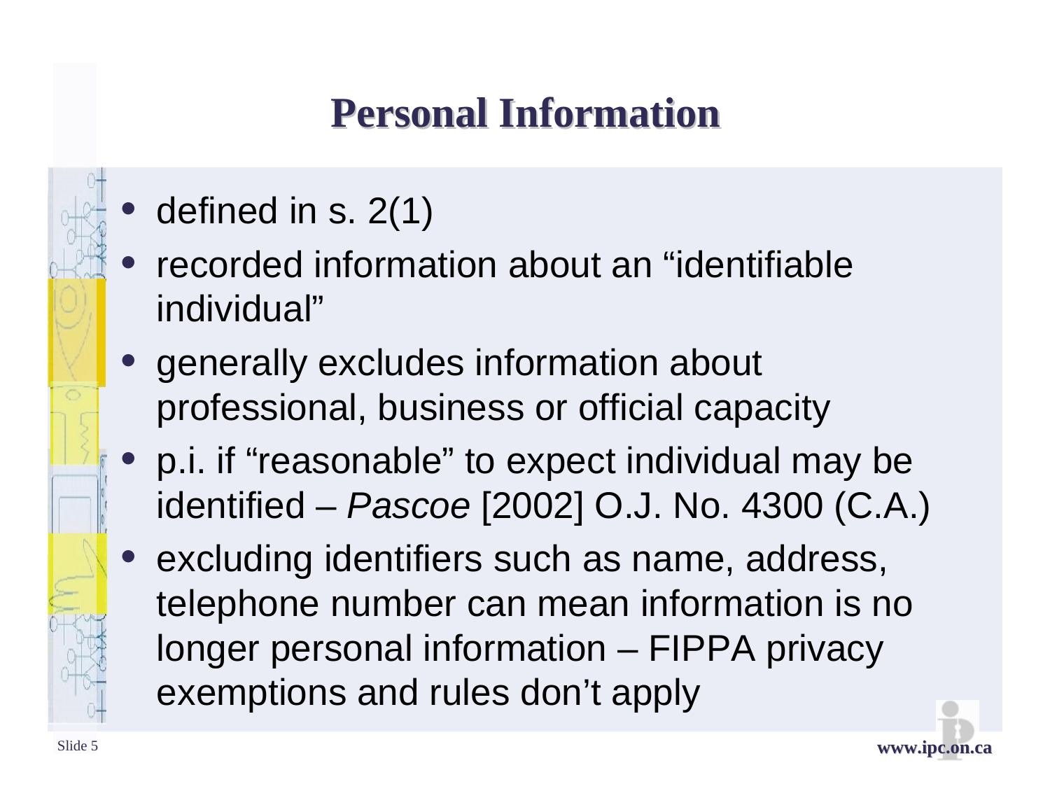# Personal Information

- defined in s. 2(1)
- recorded information about an “identifiable individual”
- generally excludes information about professional, business or official capacity
- p.i. if “reasonable” to expect individual may be identified – *Pascoe* [2002] O.J. No. 4300 (C.A.)
- excluding identifiers such as name, address, telephone number can mean information is no longer personal information – FIPPA privacy exemptions and rules don’t apply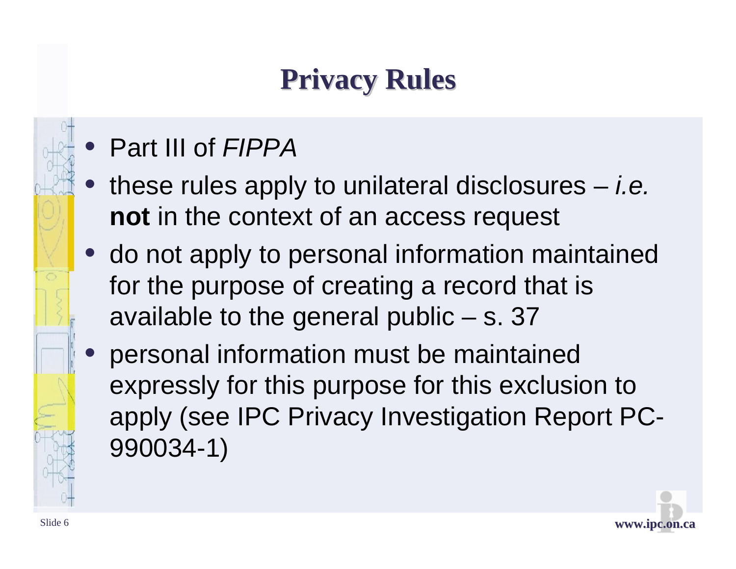# Privacy Rules

- Part III of *FIPPA*
- these rules apply to unilateral disclosures – *i.e.* **not** in the context of an access request
- do not apply to personal information maintained for the purpose of creating a record that is available to the general public – s. 37
- personal information must be maintained expressly for this purpose for this exclusion to apply (see IPC Privacy Investigation Report PC-990034-1)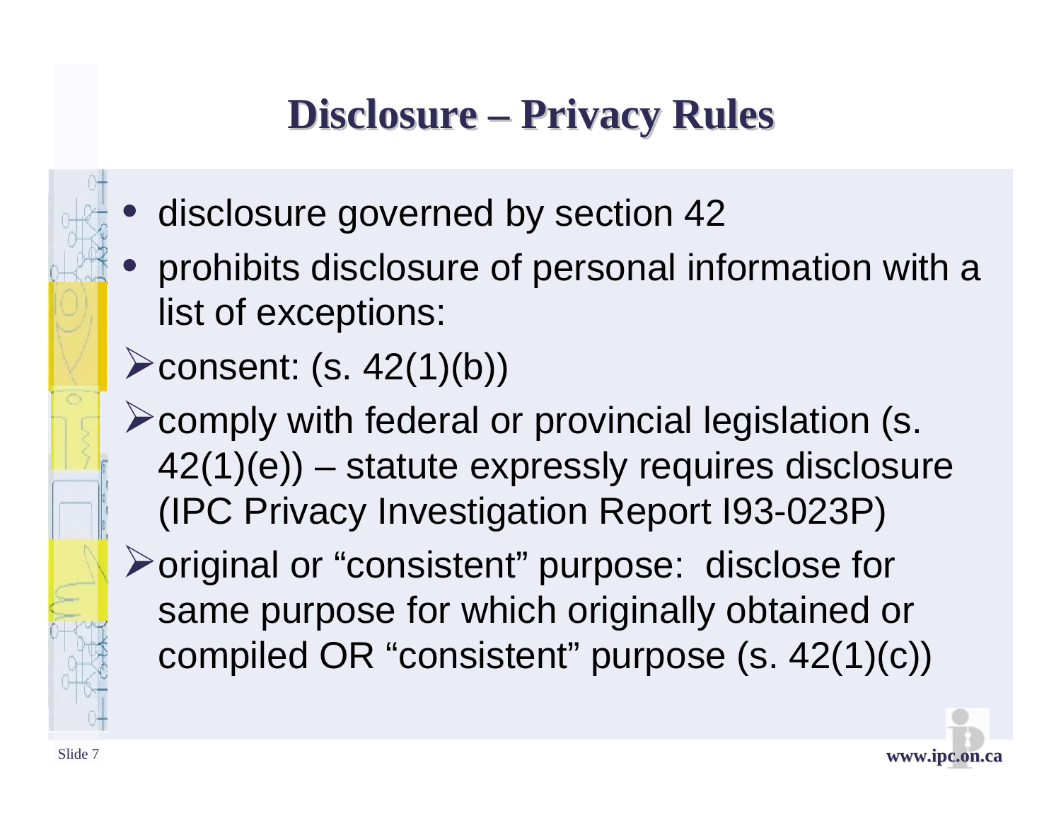# Disclosure – Privacy Rules

- disclosure governed by section 42
- prohibits disclosure of personal information with a list of exceptions:
  - consent: (s. 42(1)(b))
  - comply with federal or provincial legislation (s. 42(1)(e)) – statute expressly requires disclosure (IPC Privacy Investigation Report I93-023P)
  - original or "consistent" purpose: disclose for same purpose for which originally obtained or compiled OR "consistent" purpose (s. 42(1)(c))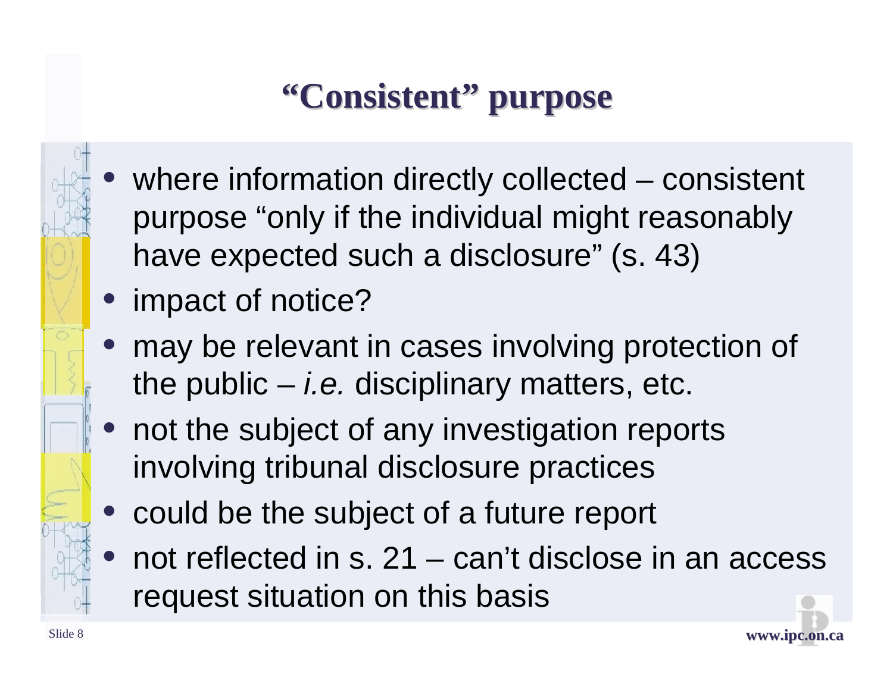# "Consistent" purpose

- where information directly collected – consistent purpose "only if the individual might reasonably have expected such a disclosure" (s. 43)
- impact of notice?
- may be relevant in cases involving protection of the public – *i.e.* disciplinary matters, etc.
- not the subject of any investigation reports involving tribunal disclosure practices
- could be the subject of a future report
- not reflected in s. 21 – can't disclose in an access request situation on this basis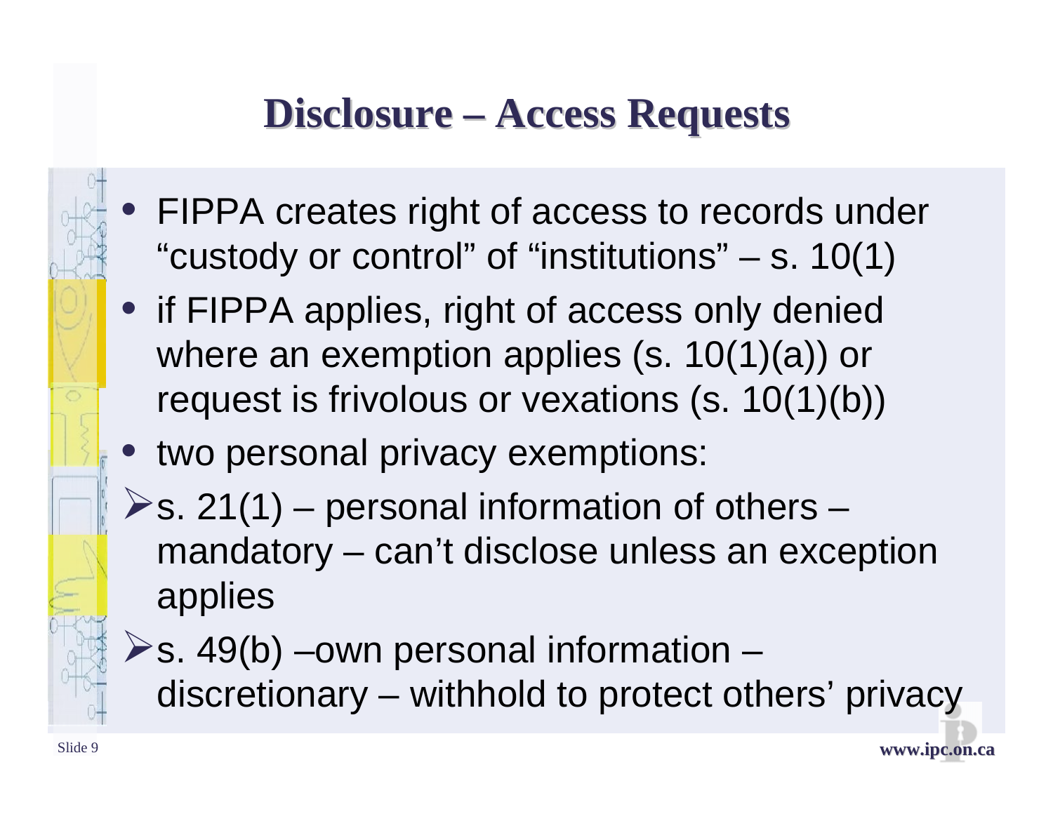# Disclosure – Access Requests

- FIPPA creates right of access to records under "custody or control" of "institutions" – s. 10(1)
- if FIPPA applies, right of access only denied where an exemption applies (s. 10(1)(a)) or request is frivolous or vexations (s. 10(1)(b))
- two personal privacy exemptions:
  - s. 21(1) – personal information of others – mandatory – can't disclose unless an exception applies
  - s. 49(b) –own personal information – discretionary – withhold to protect others' privacy

www.ipc.on.ca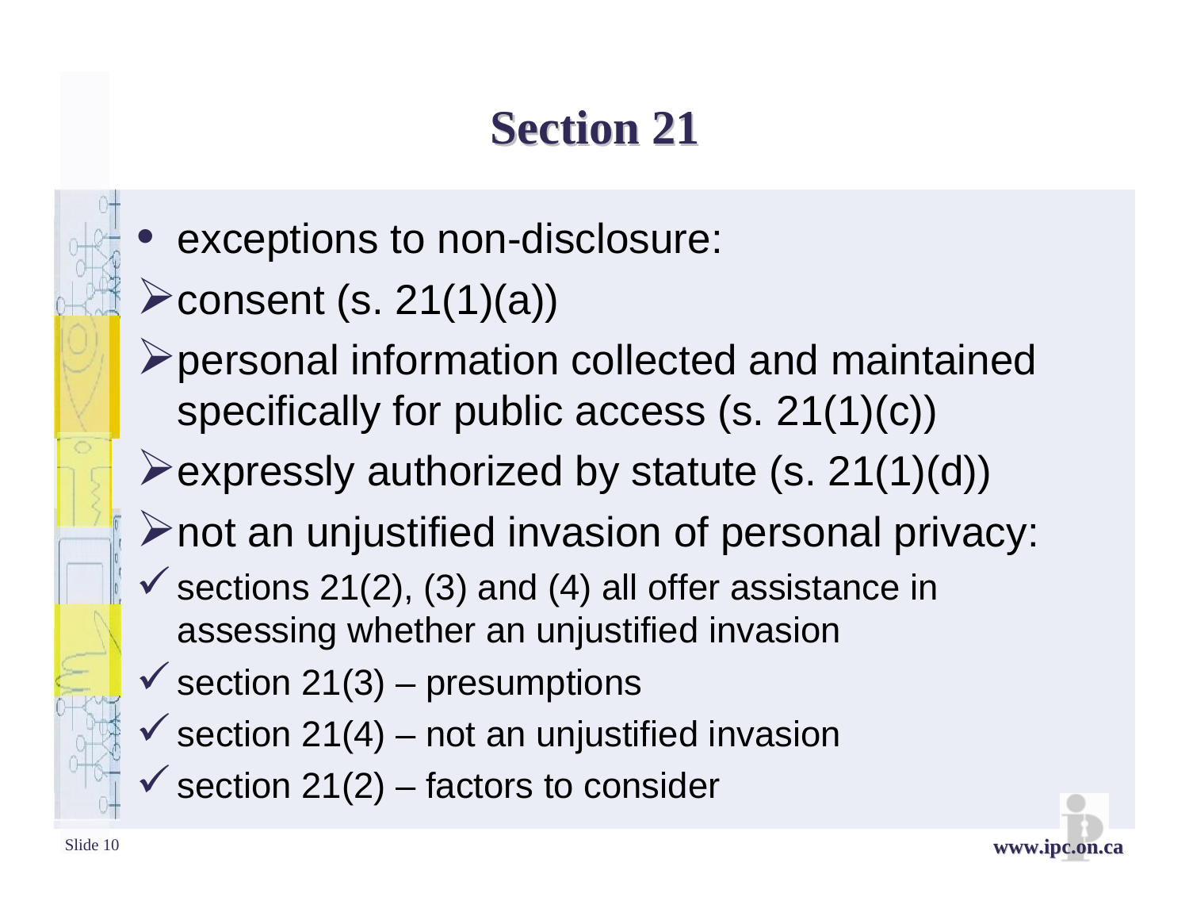# Section 21

- exceptions to non-disclosure:
  - consent (s. 21(1)(a))
  - personal information collected and maintained specifically for public access (s. 21(1)(c))
  - expressly authorized by statute (s. 21(1)(d))
  - not an unjustified invasion of personal privacy:
    - ✓ sections 21(2), (3) and (4) all offer assistance in assessing whether an unjustified invasion
    - ✓ section 21(3) – presumptions
    - ✓ section 21(4) – not an unjustified invasion
    - ✓ section 21(2) – factors to consider

www.ipc.on.ca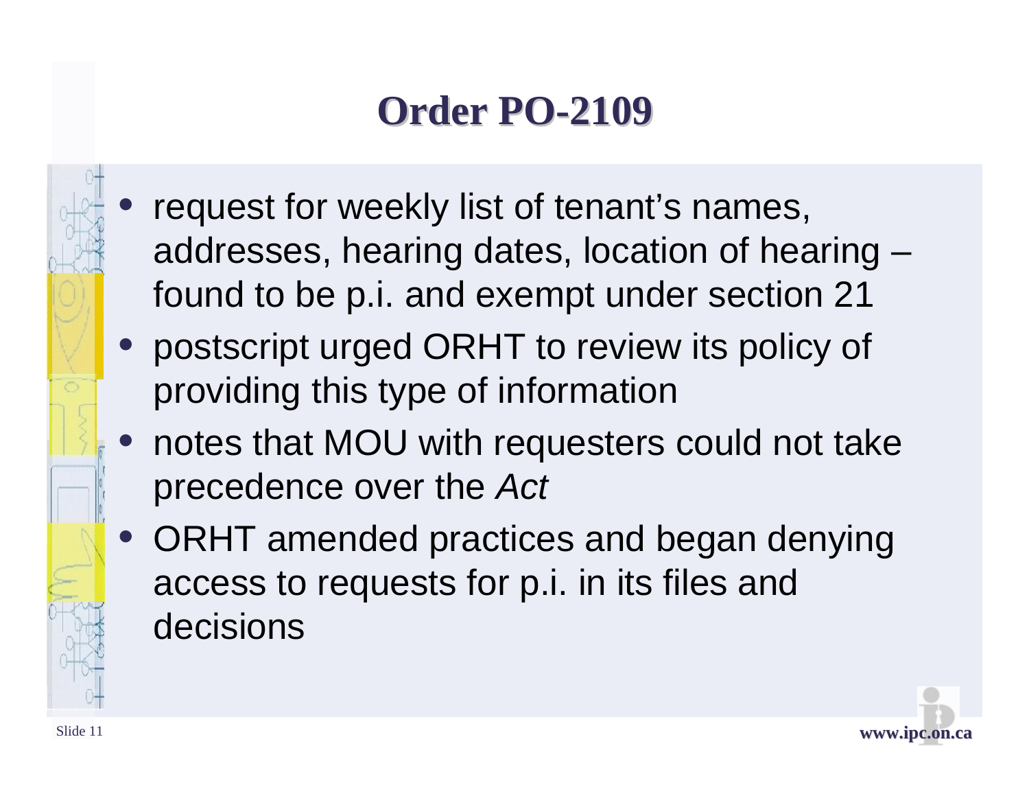# Order PO-2109

- request for weekly list of tenant's names, addresses, hearing dates, location of hearing – found to be p.i. and exempt under section 21
- postscript urged ORHT to review its policy of providing this type of information
- notes that MOU with requesters could not take precedence over the *Act*
- ORHT amended practices and began denying access to requests for p.i. in its files and decisions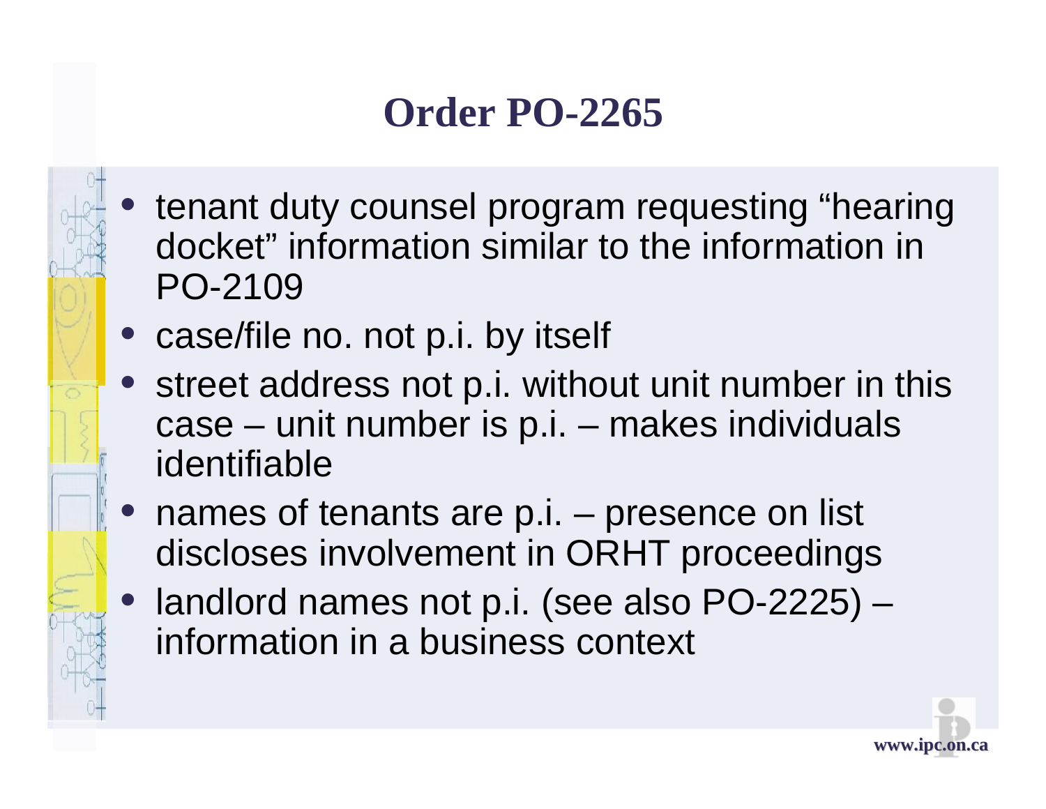# Order PO-2265

- tenant duty counsel program requesting "hearing docket" information similar to the information in PO-2109
- case/file no. not p.i. by itself
- street address not p.i. without unit number in this case – unit number is p.i. – makes individuals identifiable
- names of tenants are p.i. – presence on list discloses involvement in ORHT proceedings
- landlord names not p.i. (see also PO-2225) – information in a business context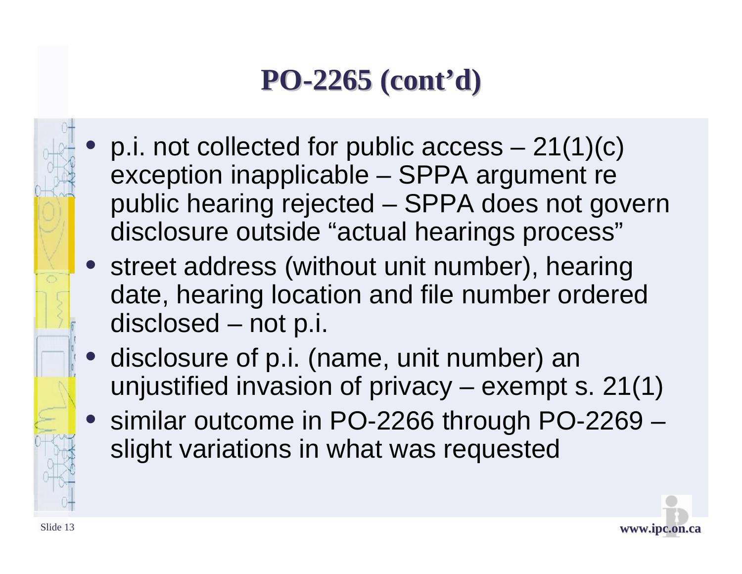# PO-2265 (cont'd)

- p.i. not collected for public access – 21(1)(c) exception inapplicable – SPPA argument re public hearing rejected – SPPA does not govern disclosure outside "actual hearings process"
- street address (without unit number), hearing date, hearing location and file number ordered disclosed – not p.i.
- disclosure of p.i. (name, unit number) an unjustified invasion of privacy – exempt s. 21(1)
- similar outcome in PO-2266 through PO-2269 – slight variations in what was requested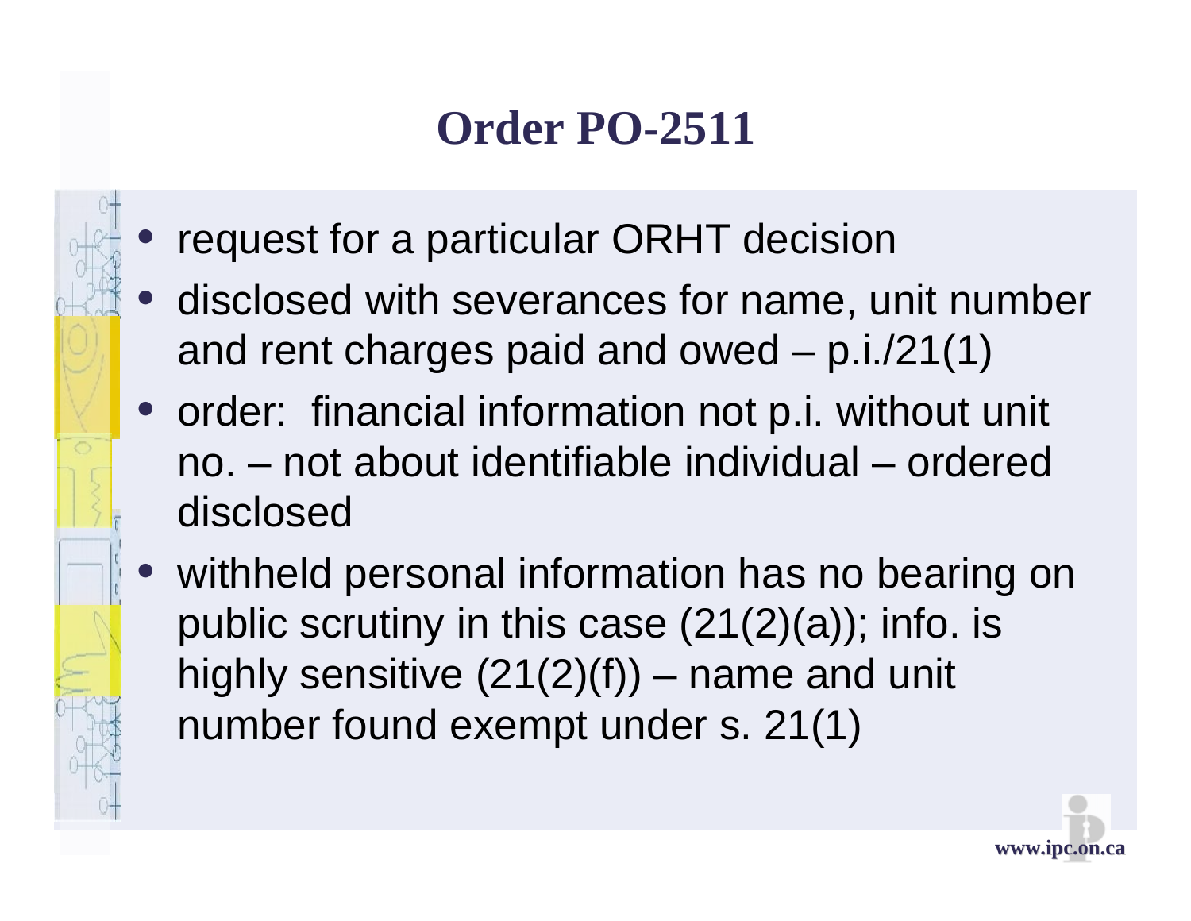# Order PO-2511

- request for a particular ORHT decision
- disclosed with severances for name, unit number and rent charges paid and owed – p.i./21(1)
- order: financial information not p.i. without unit no. – not about identifiable individual – ordered disclosed
- withheld personal information has no bearing on public scrutiny in this case (21(2)(a)); info. is highly sensitive (21(2)(f)) – name and unit number found exempt under s. 21(1)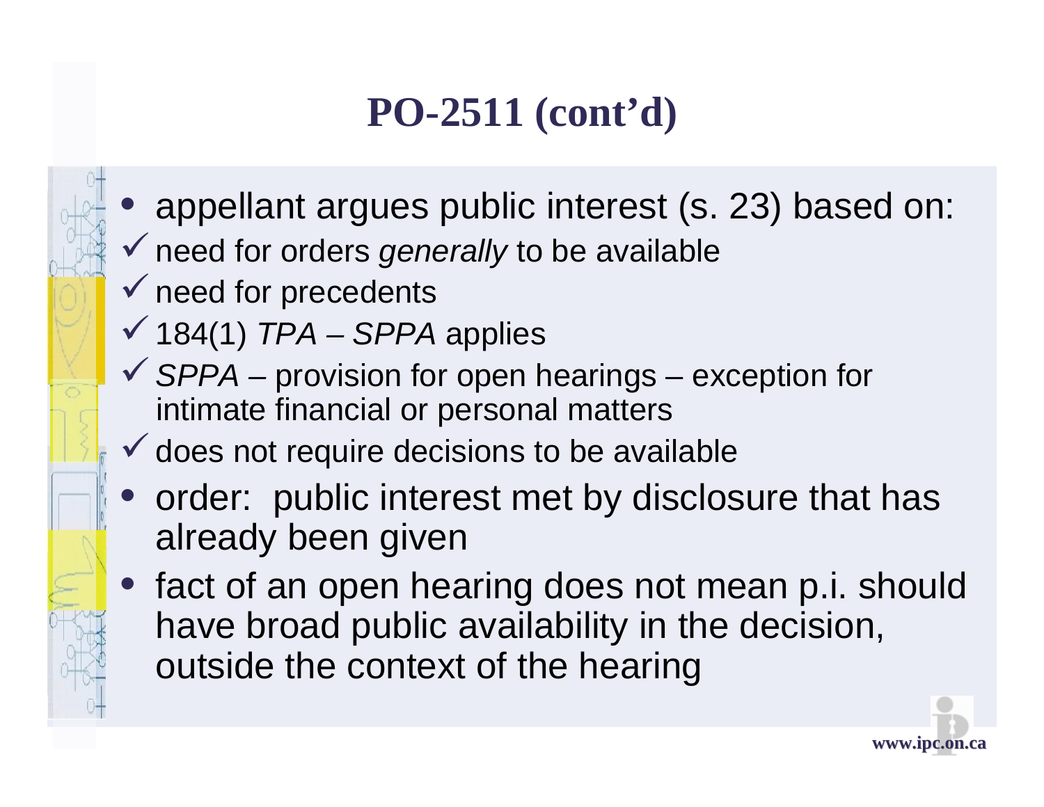# PO-2511 (cont'd)

- appellant argues public interest (s. 23) based on:
  - ✓ need for orders *generally* to be available
  - ✓ need for precedents
  - ✓ 184(1) *TPA* – *SPPA* applies
  - ✓ *SPPA* – provision for open hearings – exception for intimate financial or personal matters
  - ✓ does not require decisions to be available
- order: public interest met by disclosure that has already been given
- fact of an open hearing does not mean p.i. should have broad public availability in the decision, outside the context of the hearing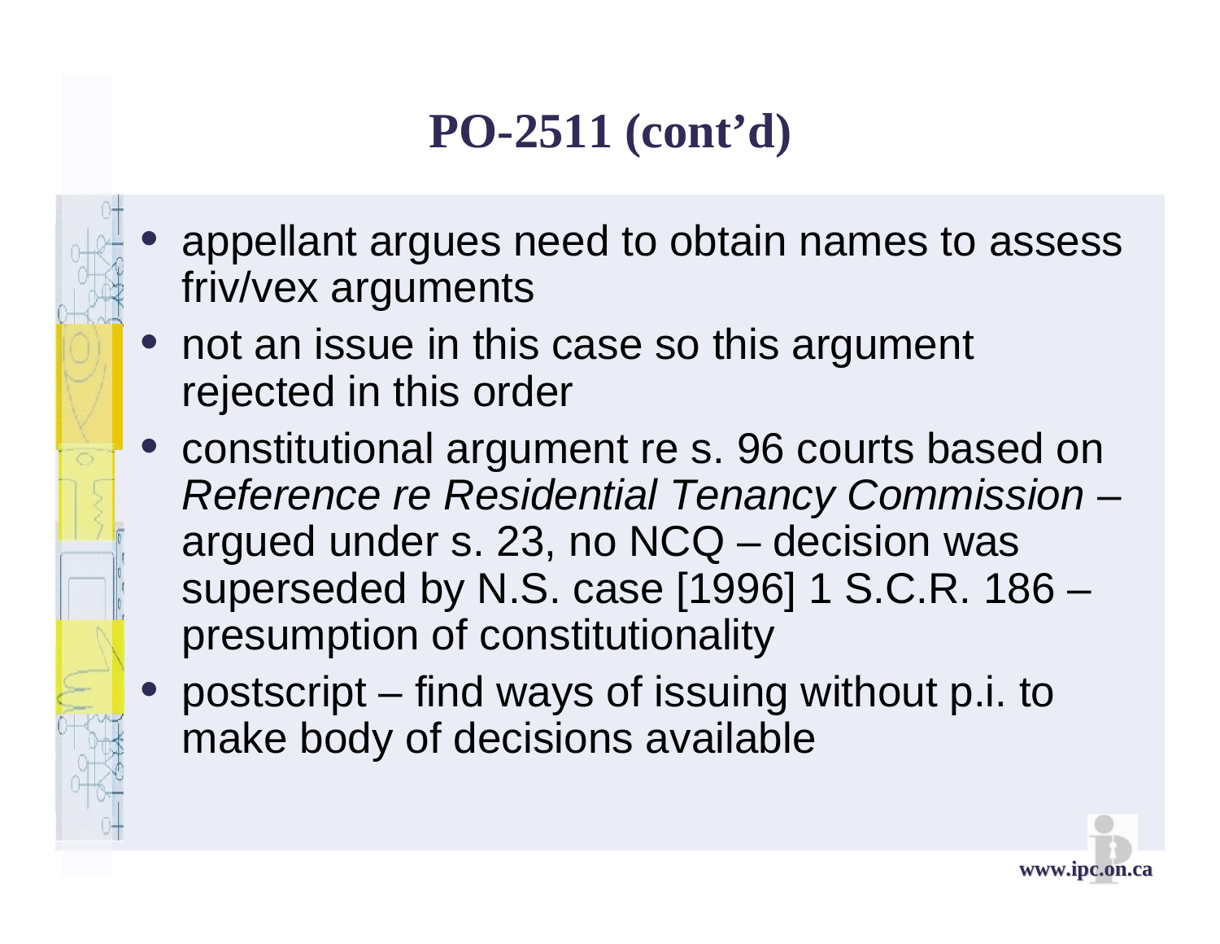# PO-2511 (cont'd)

- appellant argues need to obtain names to assess friv/vex arguments
- not an issue in this case so this argument rejected in this order
- constitutional argument re s. 96 courts based on *Reference re Residential Tenancy Commission* – argued under s. 23, no NCQ – decision was superseded by N.S. case [1996] 1 S.C.R. 186 – presumption of constitutionality
- postscript – find ways of issuing without p.i. to make body of decisions available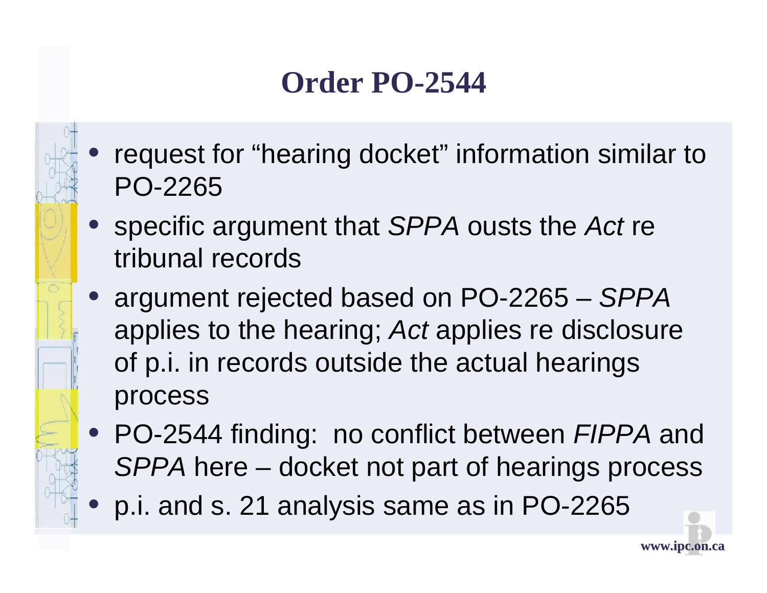# Order PO-2544

- request for “hearing docket” information similar to PO-2265
- specific argument that *SPPA* ousts the *Act* re tribunal records
- argument rejected based on PO-2265 – *SPPA* applies to the hearing; *Act* applies re disclosure of p.i. in records outside the actual hearings process
- PO-2544 finding: no conflict between *FIPPA* and *SPPA* here – docket not part of hearings process
- p.i. and s. 21 analysis same as in PO-2265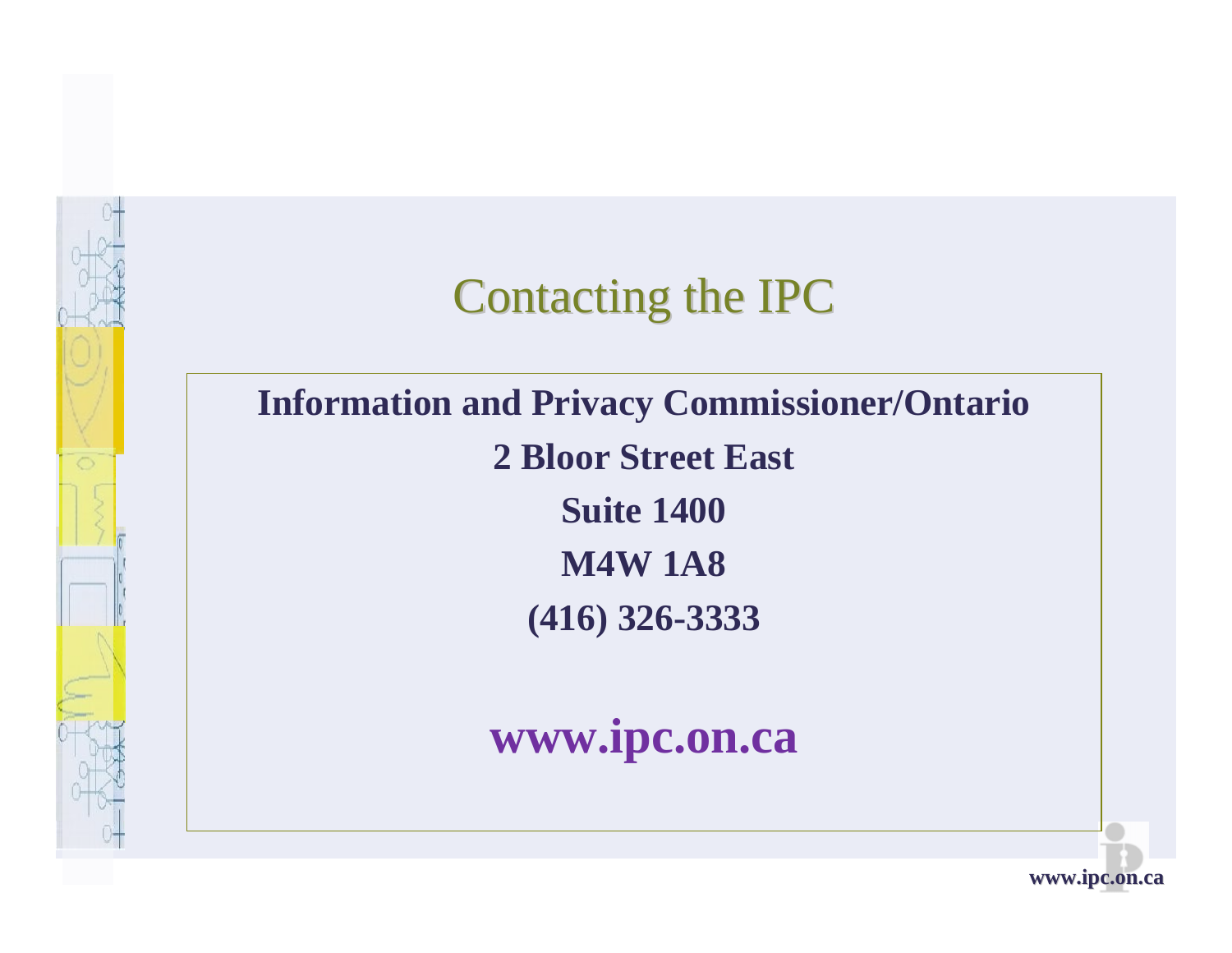# Contacting the IPC

**Information and Privacy Commissioner/Ontario**

**2 Bloor Street East**

**Suite 1400**

**M4W 1A8**

**(416) 326-3333**

**www.ipc.on.ca**